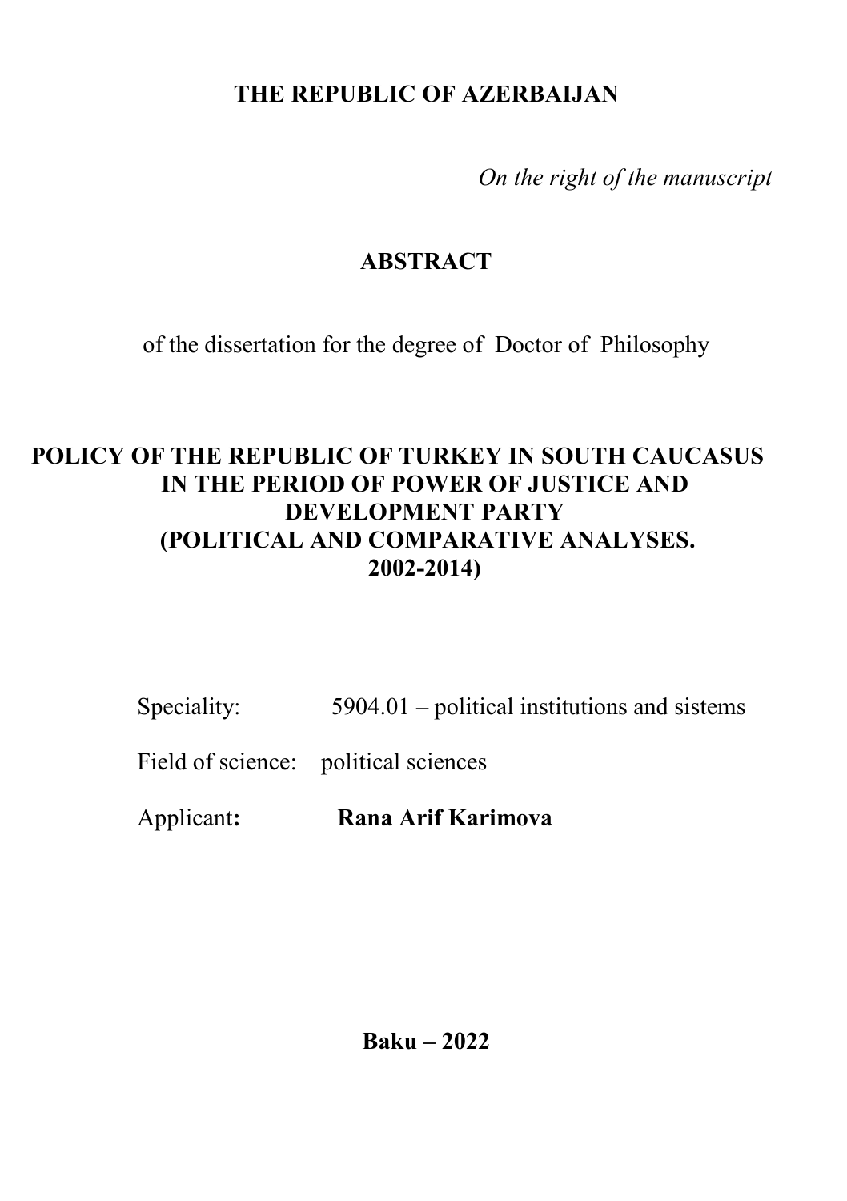**THE REPUBLIC OF AZERBAIJAN**

*On the right of the manuscript*

# ABSTRACT

of the dissertation for the degree of Doctor of Philosophy

# POLICY OF THE REPUBLIC OF TURKEY IN SOUTH CAUCASUS IN THE PERIOD OF POWER OF JUSTICE AND DEVELOPMENT PARTY (POLITICAL AND COMPARATIVE ANALYSES. 2002-2014)

Speciality: 5904.01 – political institutions and sistems

Field of science: political sciences

Applicant**:** **Rana Arif Karimova**

**Baku – 2022**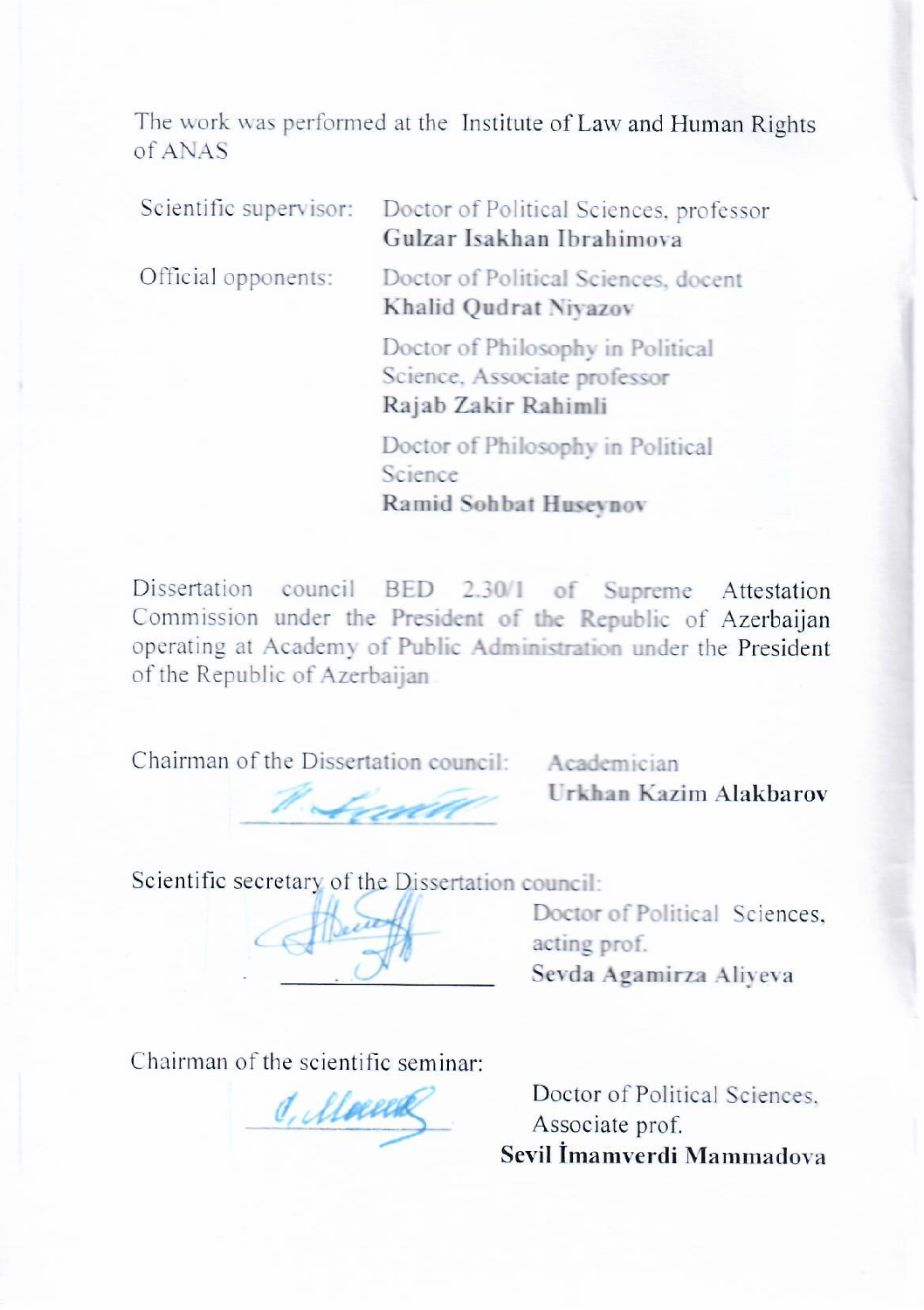The work was performed at the Institute of Law and Human Rights of ANAS

| | |
|---|---|
| Scientific supervisor: | Doctor of Political Sciences, professor **Gulzar Isakhan Ibrahimova** |
| Official opponents: | Doctor of Political Sciences, docent **Khalid Qudrat Niyazov** |
| | Doctor of Philosophy in Political Science, Associate professor **Rajab Zakir Rahimli** |
| | Doctor of Philosophy in Political Science **Ramid Sohbat Huseynov** |

Dissertation council BED 2.30/1 of Supreme Attestation Commission under the President of the Republic of Azerbaijan operating at Academy of Public Administration under the President of the Republic of Azerbaijan

Chairman of the Dissertation council: Academician **Urkhan Kazim Alakbarov**

Scientific secretary of the Dissertation council: Doctor of Political Sciences, acting prof. **Sevda Agamirza Aliyeva**

Chairman of the scientific seminar: Doctor of Political Sciences, Associate prof. **Sevil İmamverdi Mammadova**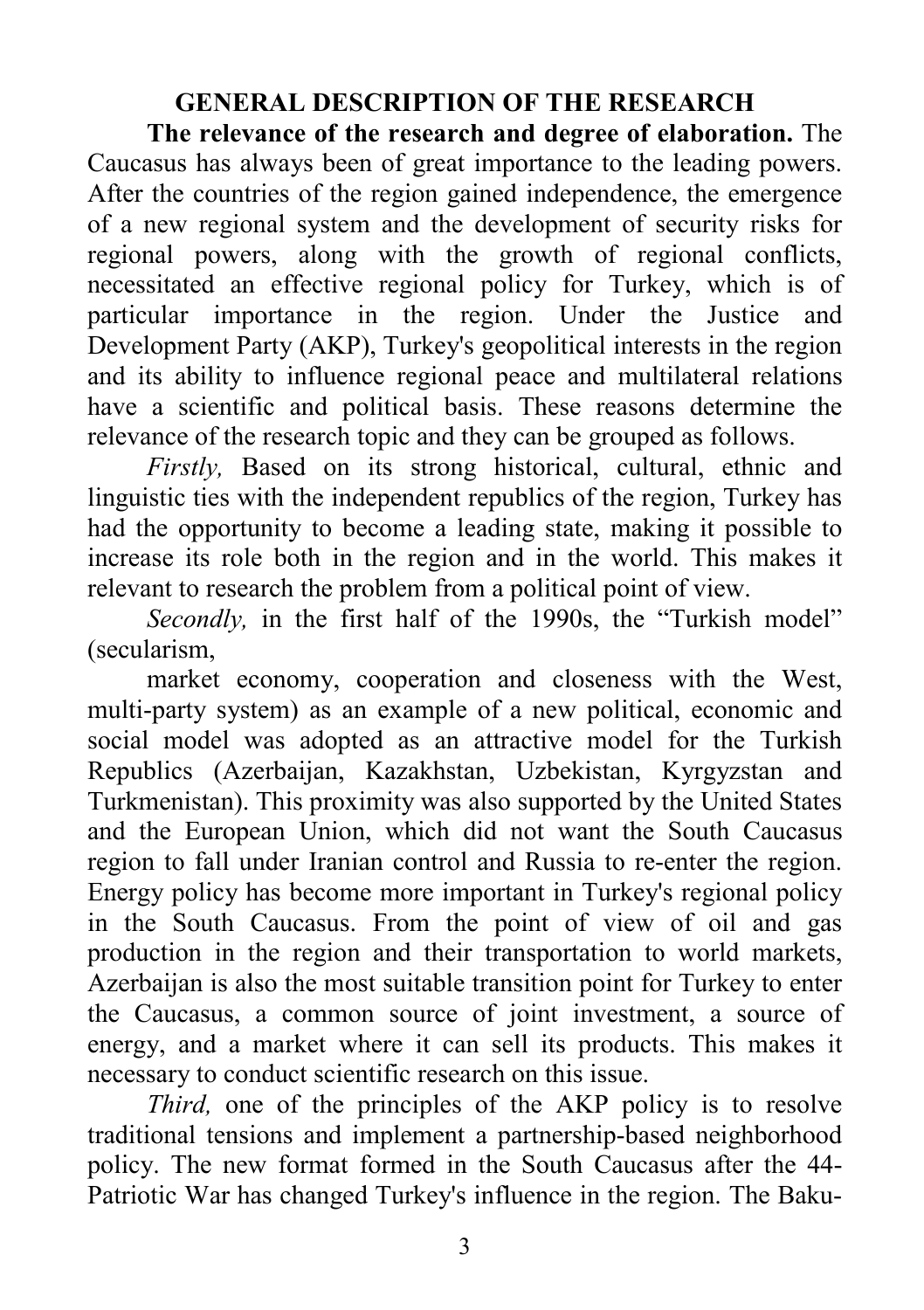## GENERAL DESCRIPTION OF THE RESEARCH

**The relevance of the research and degree of elaboration.** The Caucasus has always been of great importance to the leading powers. After the countries of the region gained independence, the emergence of a new regional system and the development of security risks for regional powers, along with the growth of regional conflicts, necessitated an effective regional policy for Turkey, which is of particular importance in the region. Under the Justice and Development Party (AKP), Turkey's geopolitical interests in the region and its ability to influence regional peace and multilateral relations have a scientific and political basis. These reasons determine the relevance of the research topic and they can be grouped as follows.

*Firstly,* Based on its strong historical, cultural, ethnic and linguistic ties with the independent republics of the region, Turkey has had the opportunity to become a leading state, making it possible to increase its role both in the region and in the world. This makes it relevant to research the problem from a political point of view.

*Secondly,* in the first half of the 1990s, the "Turkish model" (secularism, market economy, cooperation and closeness with the West, multi-party system) as an example of a new political, economic and social model was adopted as an attractive model for the Turkish Republics (Azerbaijan, Kazakhstan, Uzbekistan, Kyrgyzstan and Turkmenistan). This proximity was also supported by the United States and the European Union, which did not want the South Caucasus region to fall under Iranian control and Russia to re-enter the region. Energy policy has become more important in Turkey's regional policy in the South Caucasus. From the point of view of oil and gas production in the region and their transportation to world markets, Azerbaijan is also the most suitable transition point for Turkey to enter the Caucasus, a common source of joint investment, a source of energy, and a market where it can sell its products. This makes it necessary to conduct scientific research on this issue.

*Third,* one of the principles of the AKP policy is to resolve traditional tensions and implement a partnership-based neighborhood policy. The new format formed in the South Caucasus after the 44-Patriotic War has changed Turkey's influence in the region. The Baku-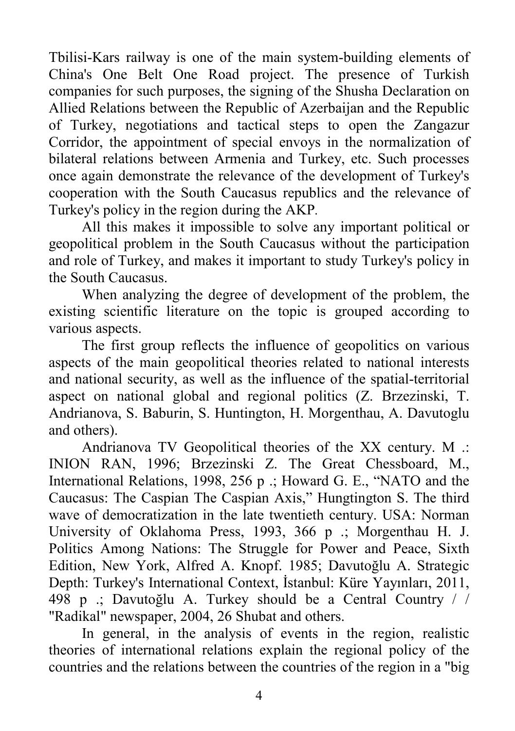Tbilisi-Kars railway is one of the main system-building elements of China's One Belt One Road project. The presence of Turkish companies for such purposes, the signing of the Shusha Declaration on Allied Relations between the Republic of Azerbaijan and the Republic of Turkey, negotiations and tactical steps to open the Zangazur Corridor, the appointment of special envoys in the normalization of bilateral relations between Armenia and Turkey, etc. Such processes once again demonstrate the relevance of the development of Turkey's cooperation with the South Caucasus republics and the relevance of Turkey's policy in the region during the AKP.

All this makes it impossible to solve any important political or geopolitical problem in the South Caucasus without the participation and role of Turkey, and makes it important to study Turkey's policy in the South Caucasus.

When analyzing the degree of development of the problem, the existing scientific literature on the topic is grouped according to various aspects.

The first group reflects the influence of geopolitics on various aspects of the main geopolitical theories related to national interests and national security, as well as the influence of the spatial-territorial aspect on national global and regional politics (Z. Brzezinski, T. Andrianova, S. Baburin, S. Huntington, H. Morgenthau, A. Davutoglu and others).

Andrianova TV Geopolitical theories of the XX century. M .: INION RAN, 1996; Brzezinski Z. The Great Chessboard, M., International Relations, 1998, 256 p .; Howard G. E., "NATO and the Caucasus: The Caspian The Caspian Axis," Hungtington S. The third wave of democratization in the late twentieth century. USA: Norman University of Oklahoma Press, 1993, 366 p .; Morgenthau H. J. Politics Among Nations: The Struggle for Power and Peace, Sixth Edition, New York, Alfred A. Knopf. 1985; Davutoğlu A. Strategic Depth: Turkey's International Context, İstanbul: Küre Yayınları, 2011, 498 p .; Davutoğlu A. Turkey should be a Central Country / / "Radikal" newspaper, 2004, 26 Shubat and others.

In general, in the analysis of events in the region, realistic theories of international relations explain the regional policy of the countries and the relations between the countries of the region in a "big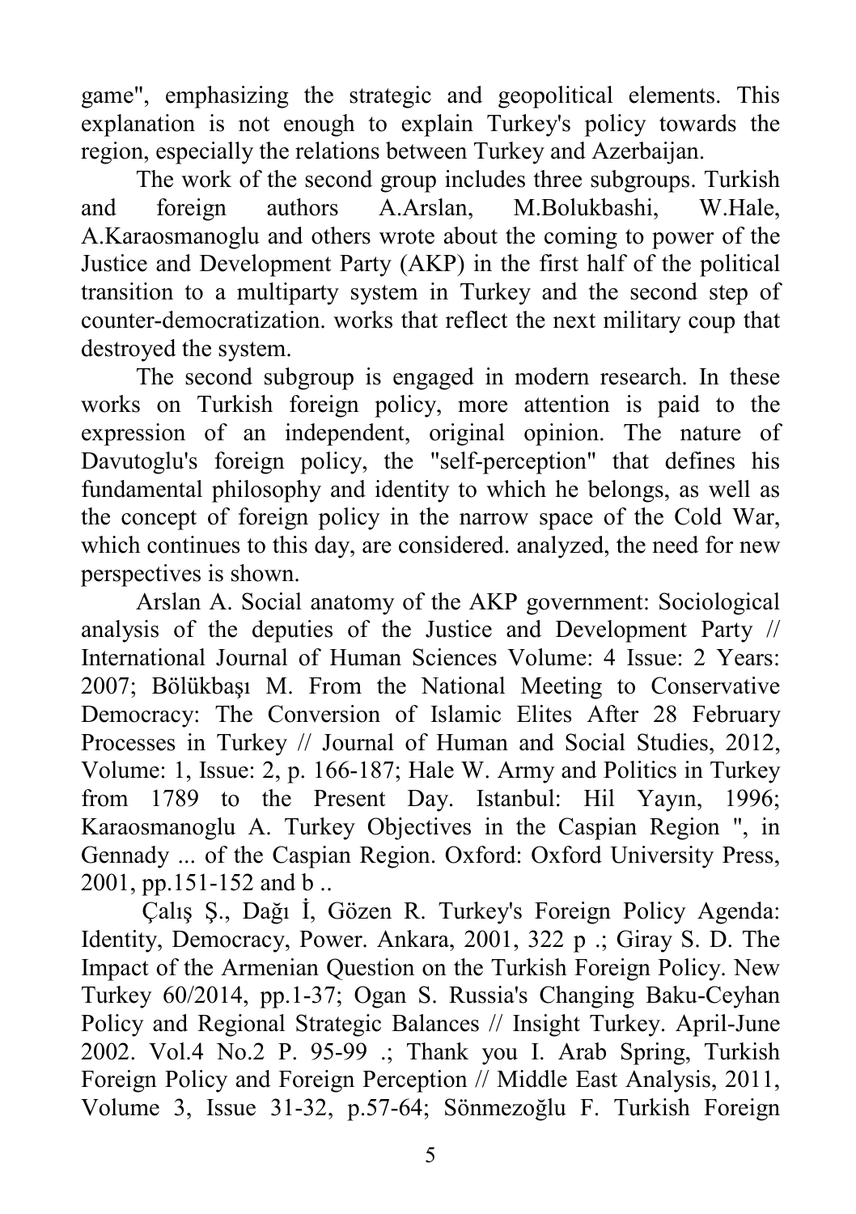game", emphasizing the strategic and geopolitical elements. This explanation is not enough to explain Turkey's policy towards the region, especially the relations between Turkey and Azerbaijan.

The work of the second group includes three subgroups. Turkish and foreign authors A.Arslan, M.Bolukbashi, W.Hale, A.Karaosmanoglu and others wrote about the coming to power of the Justice and Development Party (AKP) in the first half of the political transition to a multiparty system in Turkey and the second step of counter-democratization. works that reflect the next military coup that destroyed the system.

The second subgroup is engaged in modern research. In these works on Turkish foreign policy, more attention is paid to the expression of an independent, original opinion. The nature of Davutoglu's foreign policy, the "self-perception" that defines his fundamental philosophy and identity to which he belongs, as well as the concept of foreign policy in the narrow space of the Cold War, which continues to this day, are considered. analyzed, the need for new perspectives is shown.

Arslan A. Social anatomy of the AKP government: Sociological analysis of the deputies of the Justice and Development Party // International Journal of Human Sciences Volume: 4 Issue: 2 Years: 2007; Bölükbaşı M. From the National Meeting to Conservative Democracy: The Conversion of Islamic Elites After 28 February Processes in Turkey // Journal of Human and Social Studies, 2012, Volume: 1, Issue: 2, p. 166-187; Hale W. Army and Politics in Turkey from 1789 to the Present Day. Istanbul: Hil Yayın, 1996; Karaosmanoglu A. Turkey Objectives in the Caspian Region ", in Gennady ... of the Caspian Region. Oxford: Oxford University Press, 2001, pp.151-152 and b ..

Çalış Ş., Dağı İ, Gözen R. Turkey's Foreign Policy Agenda: Identity, Democracy, Power. Ankara, 2001, 322 p .; Giray S. D. The Impact of the Armenian Question on the Turkish Foreign Policy. New Turkey 60/2014, pp.1-37; Ogan S. Russia's Changing Baku-Ceyhan Policy and Regional Strategic Balances // Insight Turkey. April-June 2002. Vol.4 No.2 P. 95-99 .; Thank you I. Arab Spring, Turkish Foreign Policy and Foreign Perception // Middle East Analysis, 2011, Volume 3, Issue 31-32, p.57-64; Sönmezoğlu F. Turkish Foreign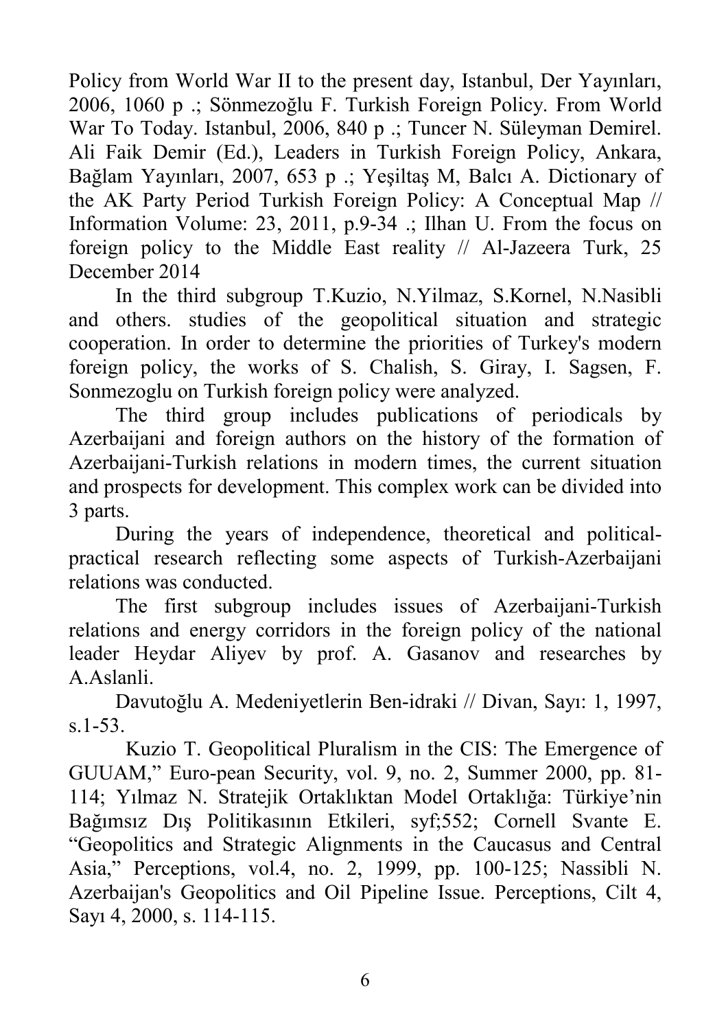Policy from World War II to the present day, Istanbul, Der Yayınları, 2006, 1060 p .; Sönmezoğlu F. Turkish Foreign Policy. From World War To Today. Istanbul, 2006, 840 p .; Tuncer N. Süleyman Demirel. Ali Faik Demir (Ed.), Leaders in Turkish Foreign Policy, Ankara, Bağlam Yayınları, 2007, 653 p .; Yeşiltaş M, Balcı A. Dictionary of the AK Party Period Turkish Foreign Policy: A Conceptual Map // Information Volume: 23, 2011, p.9-34 .; Ilhan U. From the focus on foreign policy to the Middle East reality // Al-Jazeera Turk, 25 December 2014

In the third subgroup T.Kuzio, N.Yilmaz, S.Kornel, N.Nasibli and others. studies of the geopolitical situation and strategic cooperation. In order to determine the priorities of Turkey's modern foreign policy, the works of S. Chalish, S. Giray, I. Sagsen, F. Sonmezoglu on Turkish foreign policy were analyzed.

The third group includes publications of periodicals by Azerbaijani and foreign authors on the history of the formation of Azerbaijani-Turkish relations in modern times, the current situation and prospects for development. This complex work can be divided into 3 parts.

During the years of independence, theoretical and political-practical research reflecting some aspects of Turkish-Azerbaijani relations was conducted.

The first subgroup includes issues of Azerbaijani-Turkish relations and energy corridors in the foreign policy of the national leader Heydar Aliyev by prof. A. Gasanov and researches by A.Aslanli.

Davutoğlu A. Medeniyetlerin Ben-idraki // Divan, Sayı: 1, 1997, s.1-53.

Kuzio T. Geopolitical Pluralism in the CIS: The Emergence of GUUAM," Euro-pean Security, vol. 9, no. 2, Summer 2000, pp. 81-114; Yılmaz N. Stratejik Ortaklıktan Model Ortaklığa: Türkiye'nin Bağımsız Dış Politikasının Etkileri, syf;552; Cornell Svante E. "Geopolitics and Strategic Alignments in the Caucasus and Central Asia," Perceptions, vol.4, no. 2, 1999, pp. 100-125; Nassibli N. Azerbaijan's Geopolitics and Oil Pipeline Issue. Perceptions, Cilt 4, Sayı 4, 2000, s. 114-115.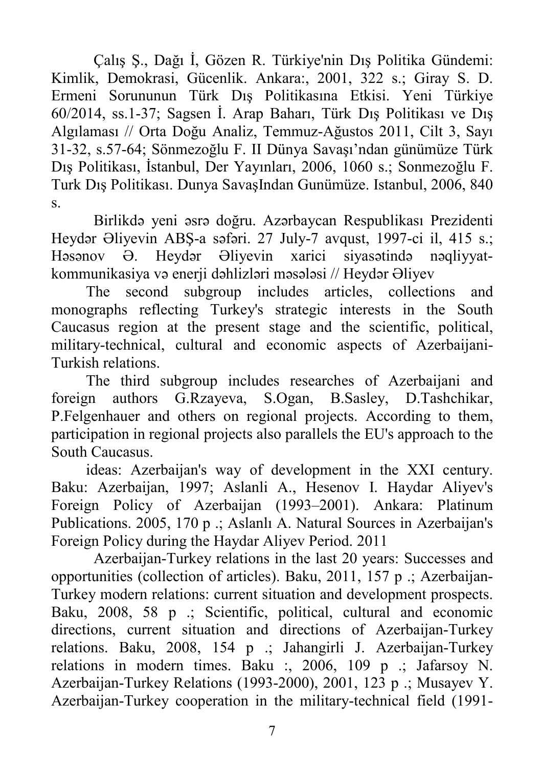Çalış Ş., Dağı İ, Gözen R. Türkiye'nin Dış Politika Gündemi: Kimlik, Demokrasi, Gücenlik. Ankara:, 2001, 322 s.; Giray S. D. Ermeni Sorununun Türk Dış Politikasına Etkisi. Yeni Türkiye 60/2014, ss.1-37; Sagsen İ. Arap Baharı, Türk Dış Politikası ve Dış Algılaması // Orta Doğu Analiz, Temmuz-Ağustos 2011, Cilt 3, Sayı 31-32, s.57-64; Sönmezoğlu F. II Dünya Savaşı'ndan günümüze Türk Dış Politikası, İstanbul, Der Yayınları, 2006, 1060 s.; Sonmezoğlu F. Turk Dış Politikası. Dunya SavaşIndan Gunümüze. Istanbul, 2006, 840 s.

Birlikdə yeni əsrə doğru. Azərbaycan Respublikası Prezidenti Heydər Əliyevin ABŞ-a səfəri. 27 July-7 avqust, 1997-ci il, 415 s.; Həsənov Ə. Heydər Əliyevin xarici siyasətində nəqliyyat-kommunikasiya və enerji dəhlizləri məsələsi // Heydər Əliyev

The second subgroup includes articles, collections and monographs reflecting Turkey's strategic interests in the South Caucasus region at the present stage and the scientific, political, military-technical, cultural and economic aspects of Azerbaijani-Turkish relations.

The third subgroup includes researches of Azerbaijani and foreign authors G.Rzayeva, S.Ogan, B.Sasley, D.Tashchikar, P.Felgenhauer and others on regional projects. According to them, participation in regional projects also parallels the EU's approach to the South Caucasus.

ideas: Azerbaijan's way of development in the XXI century. Baku: Azerbaijan, 1997; Aslanli A., Hesenov I. Haydar Aliyev's Foreign Policy of Azerbaijan (1993–2001). Ankara: Platinum Publications. 2005, 170 p .; Aslanlı A. Natural Sources in Azerbaijan's Foreign Policy during the Haydar Aliyev Period. 2011

Azerbaijan-Turkey relations in the last 20 years: Successes and opportunities (collection of articles). Baku, 2011, 157 p .; Azerbaijan-Turkey modern relations: current situation and development prospects. Baku, 2008, 58 p .; Scientific, political, cultural and economic directions, current situation and directions of Azerbaijan-Turkey relations. Baku, 2008, 154 p .; Jahangirli J. Azerbaijan-Turkey relations in modern times. Baku :, 2006, 109 p .; Jafarsoy N. Azerbaijan-Turkey Relations (1993-2000), 2001, 123 p .; Musayev Y. Azerbaijan-Turkey cooperation in the military-technical field (1991-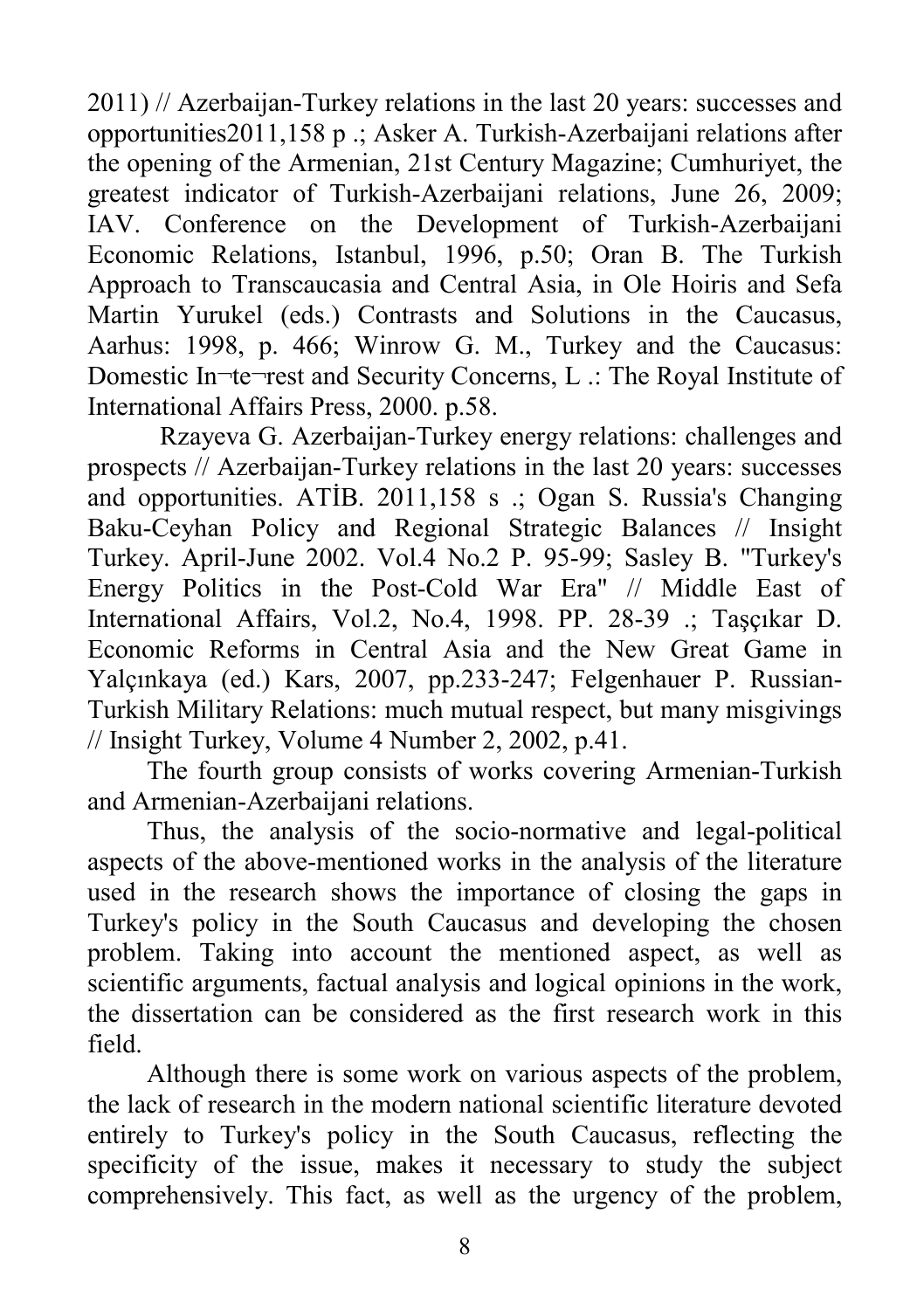2011) // Azerbaijan-Turkey relations in the last 20 years: successes and opportunities2011,158 p .; Asker A. Turkish-Azerbaijani relations after the opening of the Armenian, 21st Century Magazine; Cumhuriyet, the greatest indicator of Turkish-Azerbaijani relations, June 26, 2009; IAV. Conference on the Development of Turkish-Azerbaijani Economic Relations, Istanbul, 1996, p.50; Oran B. The Turkish Approach to Transcaucasia and Central Asia, in Ole Hoiris and Sefa Martin Yurukel (eds.) Contrasts and Solutions in the Caucasus, Aarhus: 1998, p. 466; Winrow G. M., Turkey and the Caucasus: Domestic In¬te¬rest and Security Concerns, L .: The Royal Institute of International Affairs Press, 2000. p.58.

Rzayeva G. Azerbaijan-Turkey energy relations: challenges and prospects // Azerbaijan-Turkey relations in the last 20 years: successes and opportunities. ATİB. 2011,158 s .; Ogan S. Russia's Changing Baku-Ceyhan Policy and Regional Strategic Balances // Insight Turkey. April-June 2002. Vol.4 No.2 P. 95-99; Sasley B. "Turkey's Energy Politics in the Post-Cold War Era" // Middle East of International Affairs, Vol.2, No.4, 1998. PP. 28-39 .; Taşçıkar D. Economic Reforms in Central Asia and the New Great Game in Yalçınkaya (ed.) Kars, 2007, pp.233-247; Felgenhauer P. Russian-Turkish Military Relations: much mutual respect, but many misgivings // Insight Turkey, Volume 4 Number 2, 2002, p.41.

The fourth group consists of works covering Armenian-Turkish and Armenian-Azerbaijani relations.

Thus, the analysis of the socio-normative and legal-political aspects of the above-mentioned works in the analysis of the literature used in the research shows the importance of closing the gaps in Turkey's policy in the South Caucasus and developing the chosen problem. Taking into account the mentioned aspect, as well as scientific arguments, factual analysis and logical opinions in the work, the dissertation can be considered as the first research work in this field.

Although there is some work on various aspects of the problem, the lack of research in the modern national scientific literature devoted entirely to Turkey's policy in the South Caucasus, reflecting the specificity of the issue, makes it necessary to study the subject comprehensively. This fact, as well as the urgency of the problem,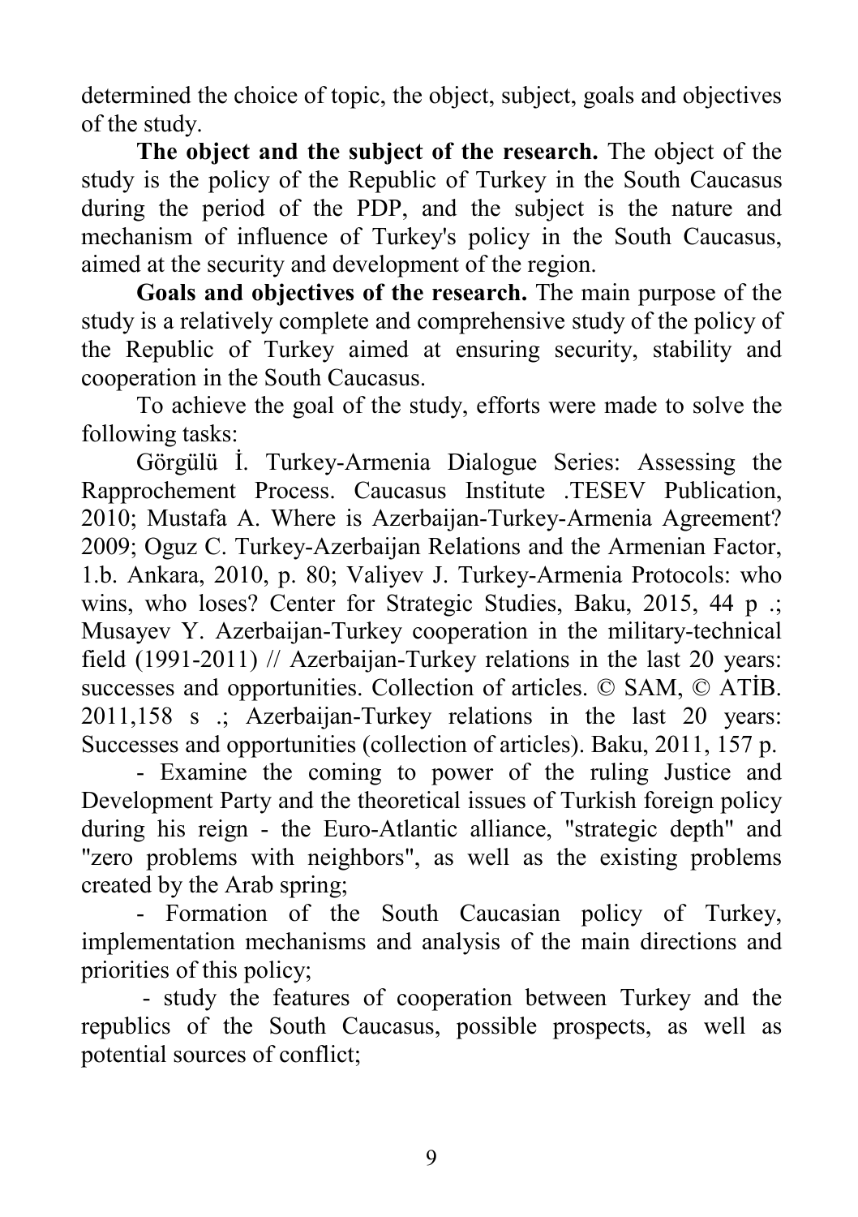determined the choice of topic, the object, subject, goals and objectives of the study.

**The object and the subject of the research.** The object of the study is the policy of the Republic of Turkey in the South Caucasus during the period of the PDP, and the subject is the nature and mechanism of influence of Turkey's policy in the South Caucasus, aimed at the security and development of the region.

**Goals and objectives of the research.** The main purpose of the study is a relatively complete and comprehensive study of the policy of the Republic of Turkey aimed at ensuring security, stability and cooperation in the South Caucasus.

To achieve the goal of the study, efforts were made to solve the following tasks:

Görgülü İ. Turkey-Armenia Dialogue Series: Assessing the Rapprochement Process. Caucasus Institute .TESEV Publication, 2010; Mustafa A. Where is Azerbaijan-Turkey-Armenia Agreement? 2009; Oguz C. Turkey-Azerbaijan Relations and the Armenian Factor, 1.b. Ankara, 2010, p. 80; Valiyev J. Turkey-Armenia Protocols: who wins, who loses? Center for Strategic Studies, Baku, 2015, 44 p .; Musayev Y. Azerbaijan-Turkey cooperation in the military-technical field (1991-2011) // Azerbaijan-Turkey relations in the last 20 years: successes and opportunities. Collection of articles. © SAM, © ATİB. 2011,158 s .; Azerbaijan-Turkey relations in the last 20 years: Successes and opportunities (collection of articles). Baku, 2011, 157 p.

- Examine the coming to power of the ruling Justice and Development Party and the theoretical issues of Turkish foreign policy during his reign - the Euro-Atlantic alliance, "strategic depth" and "zero problems with neighbors", as well as the existing problems created by the Arab spring;
- Formation of the South Caucasian policy of Turkey, implementation mechanisms and analysis of the main directions and priorities of this policy;
- study the features of cooperation between Turkey and the republics of the South Caucasus, possible prospects, as well as potential sources of conflict;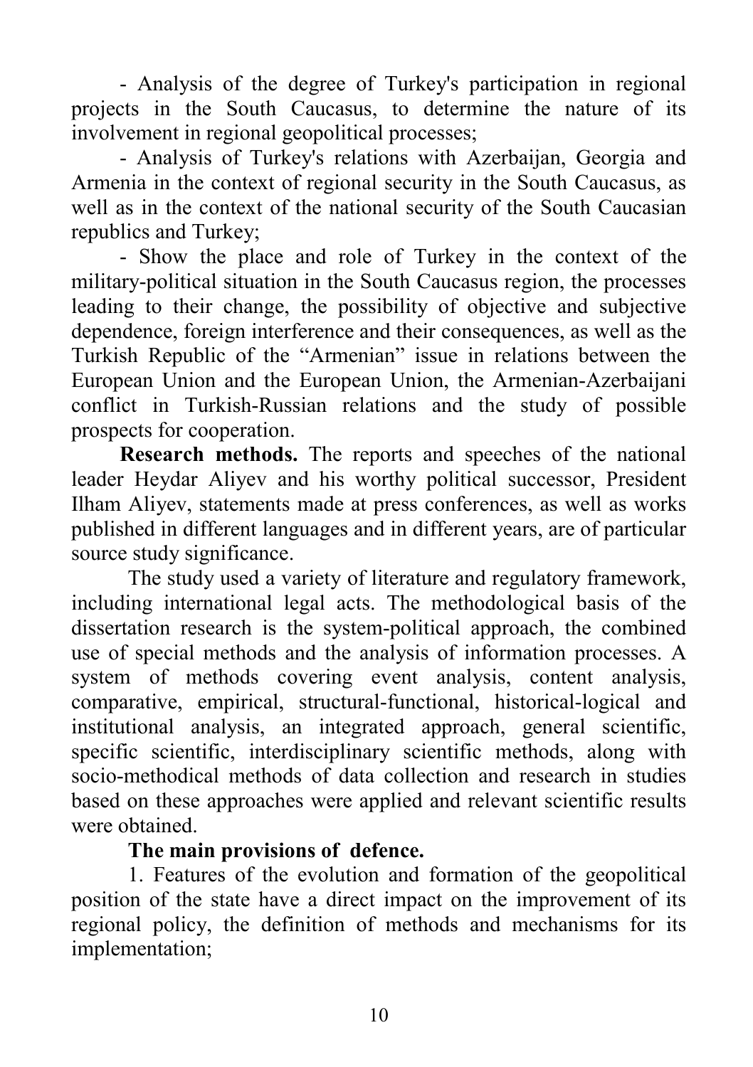- Analysis of the degree of Turkey's participation in regional projects in the South Caucasus, to determine the nature of its involvement in regional geopolitical processes;

- Analysis of Turkey's relations with Azerbaijan, Georgia and Armenia in the context of regional security in the South Caucasus, as well as in the context of the national security of the South Caucasian republics and Turkey;

- Show the place and role of Turkey in the context of the military-political situation in the South Caucasus region, the processes leading to their change, the possibility of objective and subjective dependence, foreign interference and their consequences, as well as the Turkish Republic of the "Armenian" issue in relations between the European Union and the European Union, the Armenian-Azerbaijani conflict in Turkish-Russian relations and the study of possible prospects for cooperation.

**Research methods.** The reports and speeches of the national leader Heydar Aliyev and his worthy political successor, President Ilham Aliyev, statements made at press conferences, as well as works published in different languages and in different years, are of particular source study significance.

The study used a variety of literature and regulatory framework, including international legal acts. The methodological basis of the dissertation research is the system-political approach, the combined use of special methods and the analysis of information processes. A system of methods covering event analysis, content analysis, comparative, empirical, structural-functional, historical-logical and institutional analysis, an integrated approach, general scientific, specific scientific, interdisciplinary scientific methods, along with socio-methodical methods of data collection and research in studies based on these approaches were applied and relevant scientific results were obtained.

**The main provisions of defence.**

1. Features of the evolution and formation of the geopolitical position of the state have a direct impact on the improvement of its regional policy, the definition of methods and mechanisms for its implementation;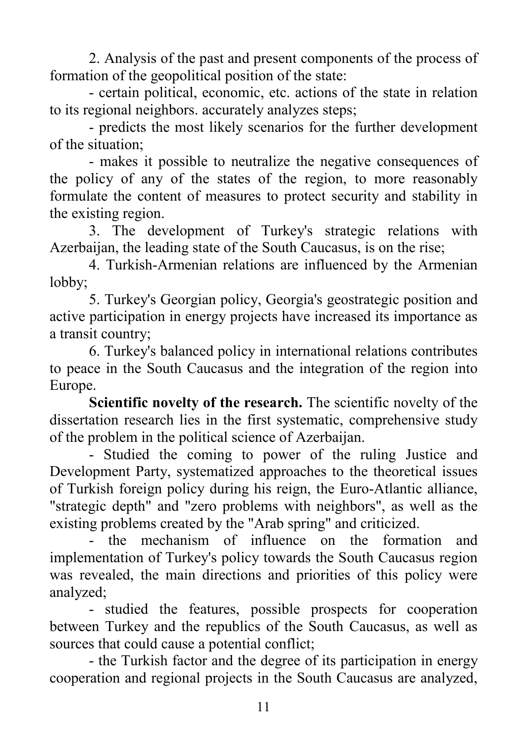2. Analysis of the past and present components of the process of formation of the geopolitical position of the state:

- certain political, economic, etc. actions of the state in relation to its regional neighbors. accurately analyzes steps;
- predicts the most likely scenarios for the further development of the situation;
- makes it possible to neutralize the negative consequences of the policy of any of the states of the region, to more reasonably formulate the content of measures to protect security and stability in the existing region.

3. The development of Turkey's strategic relations with Azerbaijan, the leading state of the South Caucasus, is on the rise;

4. Turkish-Armenian relations are influenced by the Armenian lobby;

5. Turkey's Georgian policy, Georgia's geostrategic position and active participation in energy projects have increased its importance as a transit country;

6. Turkey's balanced policy in international relations contributes to peace in the South Caucasus and the integration of the region into Europe.

**Scientific novelty of the research.** The scientific novelty of the dissertation research lies in the first systematic, comprehensive study of the problem in the political science of Azerbaijan.

- Studied the coming to power of the ruling Justice and Development Party, systematized approaches to the theoretical issues of Turkish foreign policy during his reign, the Euro-Atlantic alliance, "strategic depth" and "zero problems with neighbors", as well as the existing problems created by the "Arab spring" and criticized.
- the mechanism of influence on the formation and implementation of Turkey's policy towards the South Caucasus region was revealed, the main directions and priorities of this policy were analyzed;
- studied the features, possible prospects for cooperation between Turkey and the republics of the South Caucasus, as well as sources that could cause a potential conflict;
- the Turkish factor and the degree of its participation in energy cooperation and regional projects in the South Caucasus are analyzed,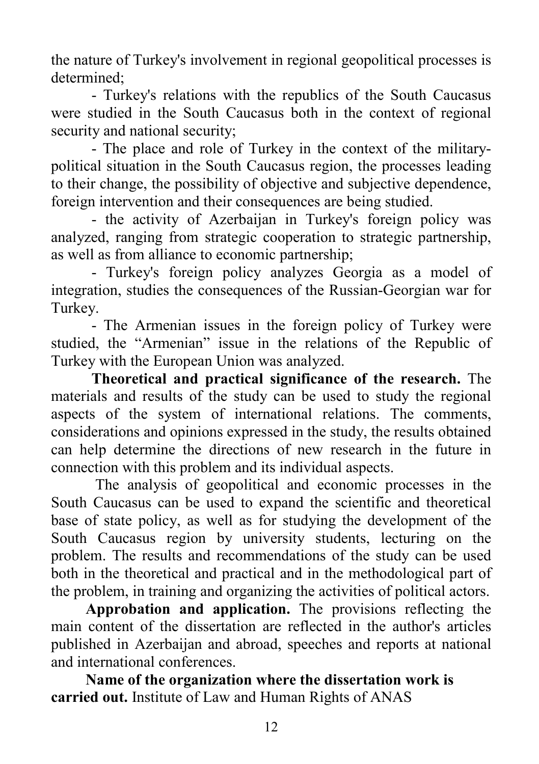the nature of Turkey's involvement in regional geopolitical processes is determined;

- Turkey's relations with the republics of the South Caucasus were studied in the South Caucasus both in the context of regional security and national security;
- The place and role of Turkey in the context of the military-political situation in the South Caucasus region, the processes leading to their change, the possibility of objective and subjective dependence, foreign intervention and their consequences are being studied.
- the activity of Azerbaijan in Turkey's foreign policy was analyzed, ranging from strategic cooperation to strategic partnership, as well as from alliance to economic partnership;
- Turkey's foreign policy analyzes Georgia as a model of integration, studies the consequences of the Russian-Georgian war for Turkey.
- The Armenian issues in the foreign policy of Turkey were studied, the "Armenian" issue in the relations of the Republic of Turkey with the European Union was analyzed.

**Theoretical and practical significance of the research.** The materials and results of the study can be used to study the regional aspects of the system of international relations. The comments, considerations and opinions expressed in the study, the results obtained can help determine the directions of new research in the future in connection with this problem and its individual aspects.

The analysis of geopolitical and economic processes in the South Caucasus can be used to expand the scientific and theoretical base of state policy, as well as for studying the development of the South Caucasus region by university students, lecturing on the problem. The results and recommendations of the study can be used both in the theoretical and practical and in the methodological part of the problem, in training and organizing the activities of political actors.

**Approbation and application.** The provisions reflecting the main content of the dissertation are reflected in the author's articles published in Azerbaijan and abroad, speeches and reports at national and international conferences.

**Name of the organization where the dissertation work is carried out.** Institute of Law and Human Rights of ANAS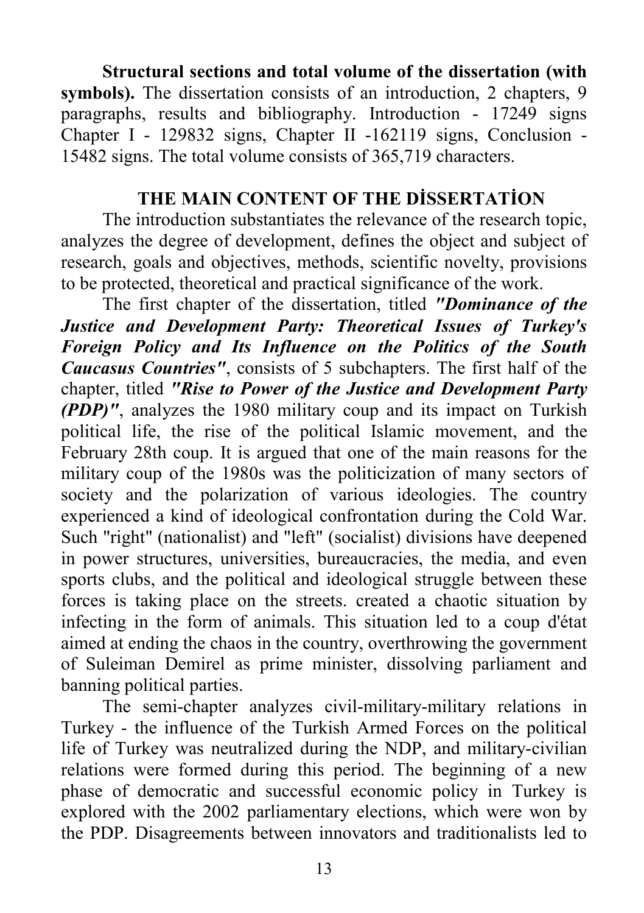**Structural sections and total volume of the dissertation (with symbols).** The dissertation consists of an introduction, 2 chapters, 9 paragraphs, results and bibliography. Introduction - 17249 signs Chapter I - 129832 signs, Chapter II -162119 signs, Conclusion - 15482 signs. The total volume consists of 365,719 characters.

## THE MAIN CONTENT OF THE DİSSERTATİON

The introduction substantiates the relevance of the research topic, analyzes the degree of development, defines the object and subject of research, goals and objectives, methods, scientific novelty, provisions to be protected, theoretical and practical significance of the work.

The first chapter of the dissertation, titled ***"Dominance of the Justice and Development Party: Theoretical Issues of Turkey's Foreign Policy and Its Influence on the Politics of the South Caucasus Countries"***, consists of 5 subchapters. The first half of the chapter, titled ***"Rise to Power of the Justice and Development Party (PDP)"***, analyzes the 1980 military coup and its impact on Turkish political life, the rise of the political Islamic movement, and the February 28th coup. It is argued that one of the main reasons for the military coup of the 1980s was the politicization of many sectors of society and the polarization of various ideologies. The country experienced a kind of ideological confrontation during the Cold War. Such "right" (nationalist) and "left" (socialist) divisions have deepened in power structures, universities, bureaucracies, the media, and even sports clubs, and the political and ideological struggle between these forces is taking place on the streets. created a chaotic situation by infecting in the form of animals. This situation led to a coup d'état aimed at ending the chaos in the country, overthrowing the government of Suleiman Demirel as prime minister, dissolving parliament and banning political parties.

The semi-chapter analyzes civil-military-military relations in Turkey - the influence of the Turkish Armed Forces on the political life of Turkey was neutralized during the NDP, and military-civilian relations were formed during this period. The beginning of a new phase of democratic and successful economic policy in Turkey is explored with the 2002 parliamentary elections, which were won by the PDP. Disagreements between innovators and traditionalists led to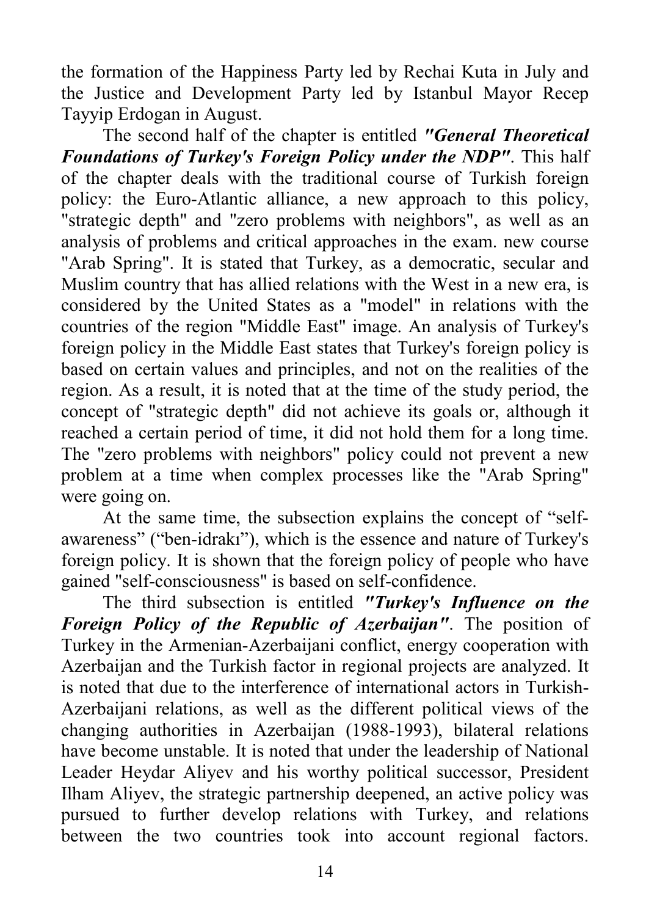the formation of the Happiness Party led by Rechai Kuta in July and the Justice and Development Party led by Istanbul Mayor Recep Tayyip Erdogan in August.

The second half of the chapter is entitled ***"General Theoretical Foundations of Turkey's Foreign Policy under the NDP"***. This half of the chapter deals with the traditional course of Turkish foreign policy: the Euro-Atlantic alliance, a new approach to this policy, "strategic depth" and "zero problems with neighbors", as well as an analysis of problems and critical approaches in the exam. new course "Arab Spring". It is stated that Turkey, as a democratic, secular and Muslim country that has allied relations with the West in a new era, is considered by the United States as a "model" in relations with the countries of the region "Middle East" image. An analysis of Turkey's foreign policy in the Middle East states that Turkey's foreign policy is based on certain values and principles, and not on the realities of the region. As a result, it is noted that at the time of the study period, the concept of "strategic depth" did not achieve its goals or, although it reached a certain period of time, it did not hold them for a long time. The "zero problems with neighbors" policy could not prevent a new problem at a time when complex processes like the "Arab Spring" were going on.

At the same time, the subsection explains the concept of "self-awareness" ("ben-idrakı"), which is the essence and nature of Turkey's foreign policy. It is shown that the foreign policy of people who have gained "self-consciousness" is based on self-confidence.

The third subsection is entitled ***"Turkey's Influence on the Foreign Policy of the Republic of Azerbaijan"***. The position of Turkey in the Armenian-Azerbaijani conflict, energy cooperation with Azerbaijan and the Turkish factor in regional projects are analyzed. It is noted that due to the interference of international actors in Turkish-Azerbaijani relations, as well as the different political views of the changing authorities in Azerbaijan (1988-1993), bilateral relations have become unstable. It is noted that under the leadership of National Leader Heydar Aliyev and his worthy political successor, President Ilham Aliyev, the strategic partnership deepened, an active policy was pursued to further develop relations with Turkey, and relations between the two countries took into account regional factors.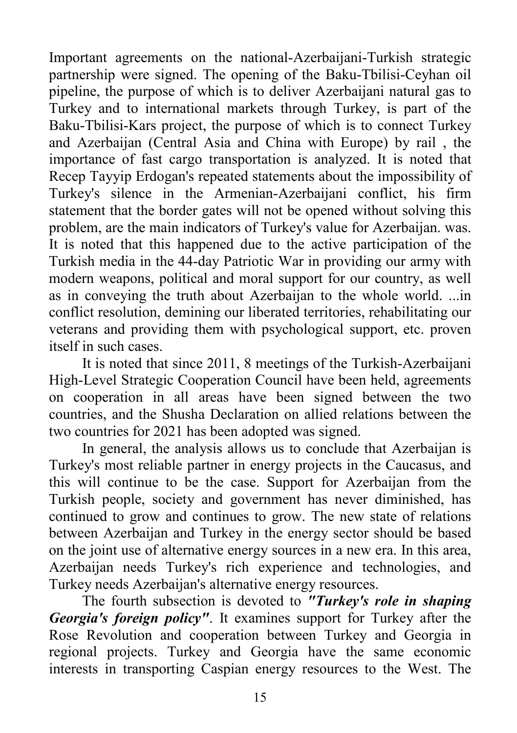Important agreements on the national-Azerbaijani-Turkish strategic partnership were signed. The opening of the Baku-Tbilisi-Ceyhan oil pipeline, the purpose of which is to deliver Azerbaijani natural gas to Turkey and to international markets through Turkey, is part of the Baku-Tbilisi-Kars project, the purpose of which is to connect Turkey and Azerbaijan (Central Asia and China with Europe) by rail , the importance of fast cargo transportation is analyzed. It is noted that Recep Tayyip Erdogan's repeated statements about the impossibility of Turkey's silence in the Armenian-Azerbaijani conflict, his firm statement that the border gates will not be opened without solving this problem, are the main indicators of Turkey's value for Azerbaijan. was. It is noted that this happened due to the active participation of the Turkish media in the 44-day Patriotic War in providing our army with modern weapons, political and moral support for our country, as well as in conveying the truth about Azerbaijan to the whole world. ...in conflict resolution, demining our liberated territories, rehabilitating our veterans and providing them with psychological support, etc. proven itself in such cases.

It is noted that since 2011, 8 meetings of the Turkish-Azerbaijani High-Level Strategic Cooperation Council have been held, agreements on cooperation in all areas have been signed between the two countries, and the Shusha Declaration on allied relations between the two countries for 2021 has been adopted was signed.

In general, the analysis allows us to conclude that Azerbaijan is Turkey's most reliable partner in energy projects in the Caucasus, and this will continue to be the case. Support for Azerbaijan from the Turkish people, society and government has never diminished, has continued to grow and continues to grow. The new state of relations between Azerbaijan and Turkey in the energy sector should be based on the joint use of alternative energy sources in a new era. In this area, Azerbaijan needs Turkey's rich experience and technologies, and Turkey needs Azerbaijan's alternative energy resources.

The fourth subsection is devoted to ***"Turkey's role in shaping Georgia's foreign policy"***. It examines support for Turkey after the Rose Revolution and cooperation between Turkey and Georgia in regional projects. Turkey and Georgia have the same economic interests in transporting Caspian energy resources to the West. The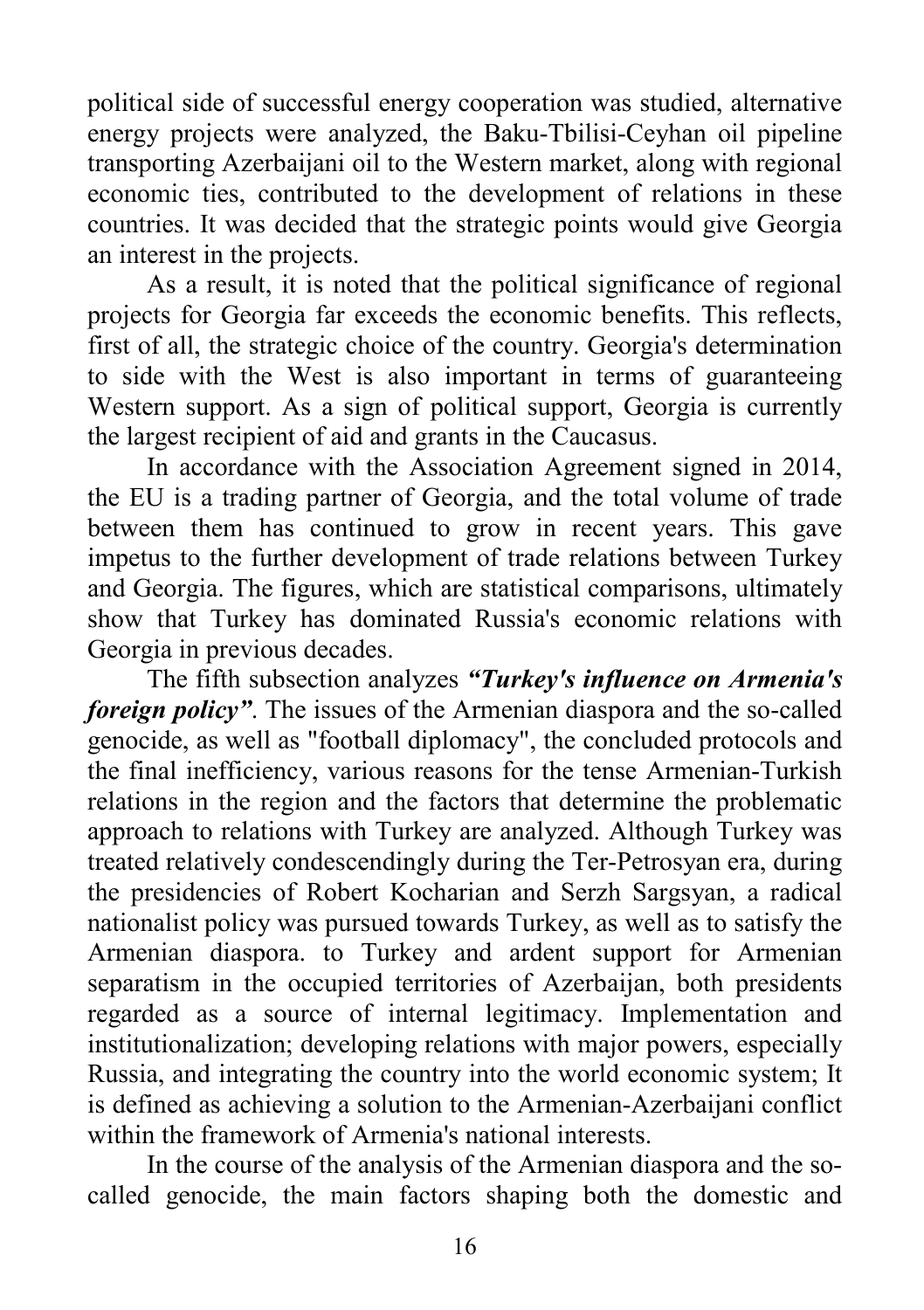political side of successful energy cooperation was studied, alternative energy projects were analyzed, the Baku-Tbilisi-Ceyhan oil pipeline transporting Azerbaijani oil to the Western market, along with regional economic ties, contributed to the development of relations in these countries. It was decided that the strategic points would give Georgia an interest in the projects.

As a result, it is noted that the political significance of regional projects for Georgia far exceeds the economic benefits. This reflects, first of all, the strategic choice of the country. Georgia's determination to side with the West is also important in terms of guaranteeing Western support. As a sign of political support, Georgia is currently the largest recipient of aid and grants in the Caucasus.

In accordance with the Association Agreement signed in 2014, the EU is a trading partner of Georgia, and the total volume of trade between them has continued to grow in recent years. This gave impetus to the further development of trade relations between Turkey and Georgia. The figures, which are statistical comparisons, ultimately show that Turkey has dominated Russia's economic relations with Georgia in previous decades.

The fifth subsection analyzes ***"Turkey's influence on Armenia's foreign policy"***. The issues of the Armenian diaspora and the so-called genocide, as well as "football diplomacy", the concluded protocols and the final inefficiency, various reasons for the tense Armenian-Turkish relations in the region and the factors that determine the problematic approach to relations with Turkey are analyzed. Although Turkey was treated relatively condescendingly during the Ter-Petrosyan era, during the presidencies of Robert Kocharian and Serzh Sargsyan, a radical nationalist policy was pursued towards Turkey, as well as to satisfy the Armenian diaspora. to Turkey and ardent support for Armenian separatism in the occupied territories of Azerbaijan, both presidents regarded as a source of internal legitimacy. Implementation and institutionalization; developing relations with major powers, especially Russia, and integrating the country into the world economic system; It is defined as achieving a solution to the Armenian-Azerbaijani conflict within the framework of Armenia's national interests.

In the course of the analysis of the Armenian diaspora and the so-called genocide, the main factors shaping both the domestic and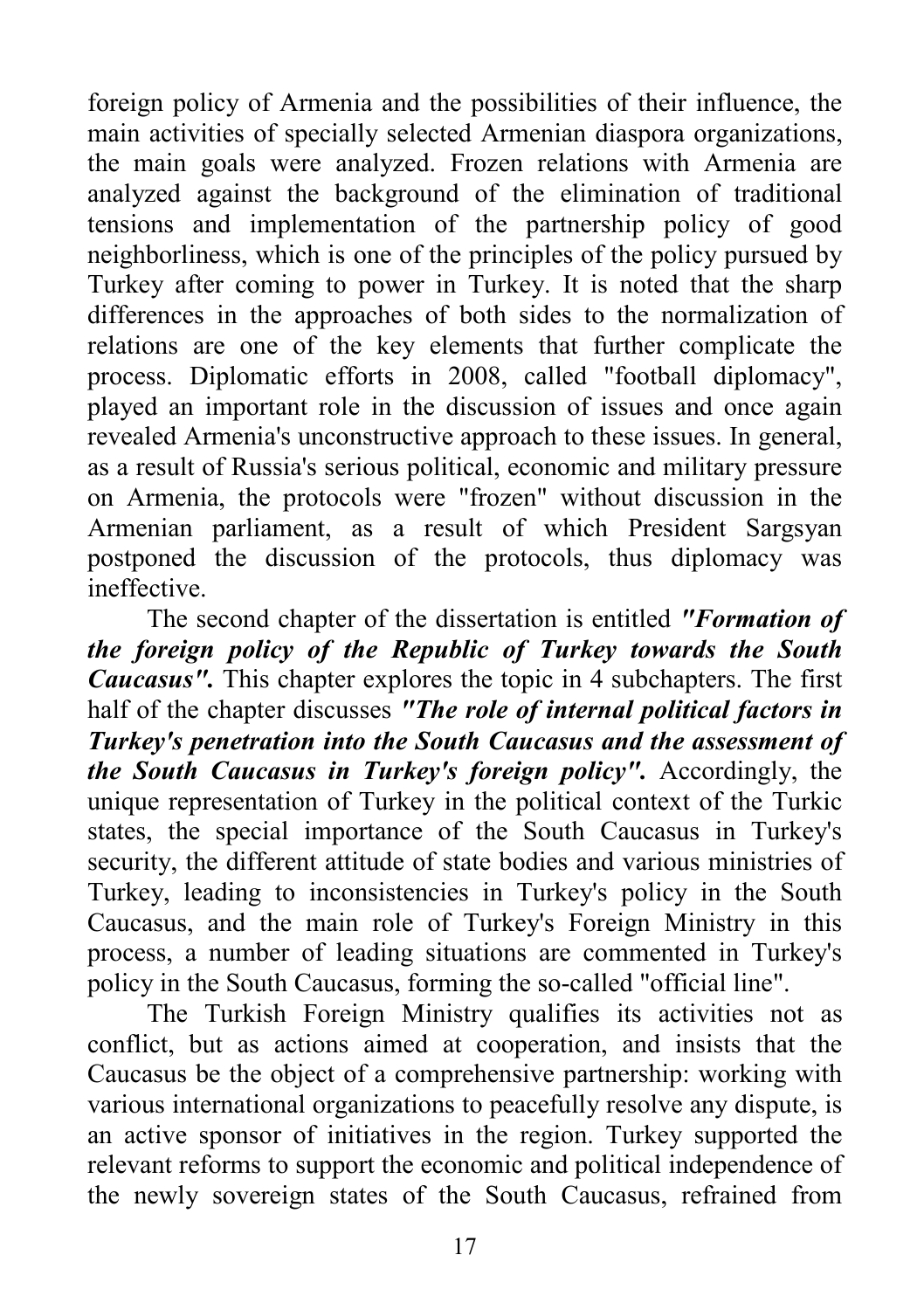foreign policy of Armenia and the possibilities of their influence, the main activities of specially selected Armenian diaspora organizations, the main goals were analyzed. Frozen relations with Armenia are analyzed against the background of the elimination of traditional tensions and implementation of the partnership policy of good neighborliness, which is one of the principles of the policy pursued by Turkey after coming to power in Turkey. It is noted that the sharp differences in the approaches of both sides to the normalization of relations are one of the key elements that further complicate the process. Diplomatic efforts in 2008, called "football diplomacy", played an important role in the discussion of issues and once again revealed Armenia's unconstructive approach to these issues. In general, as a result of Russia's serious political, economic and military pressure on Armenia, the protocols were "frozen" without discussion in the Armenian parliament, as a result of which President Sargsyan postponed the discussion of the protocols, thus diplomacy was ineffective.

The second chapter of the dissertation is entitled ***"Formation of the foreign policy of the Republic of Turkey towards the South Caucasus".*** This chapter explores the topic in 4 subchapters. The first half of the chapter discusses ***"The role of internal political factors in Turkey's penetration into the South Caucasus and the assessment of the South Caucasus in Turkey's foreign policy".*** Accordingly, the unique representation of Turkey in the political context of the Turkic states, the special importance of the South Caucasus in Turkey's security, the different attitude of state bodies and various ministries of Turkey, leading to inconsistencies in Turkey's policy in the South Caucasus, and the main role of Turkey's Foreign Ministry in this process, a number of leading situations are commented in Turkey's policy in the South Caucasus, forming the so-called "official line".

The Turkish Foreign Ministry qualifies its activities not as conflict, but as actions aimed at cooperation, and insists that the Caucasus be the object of a comprehensive partnership: working with various international organizations to peacefully resolve any dispute, is an active sponsor of initiatives in the region. Turkey supported the relevant reforms to support the economic and political independence of the newly sovereign states of the South Caucasus, refrained from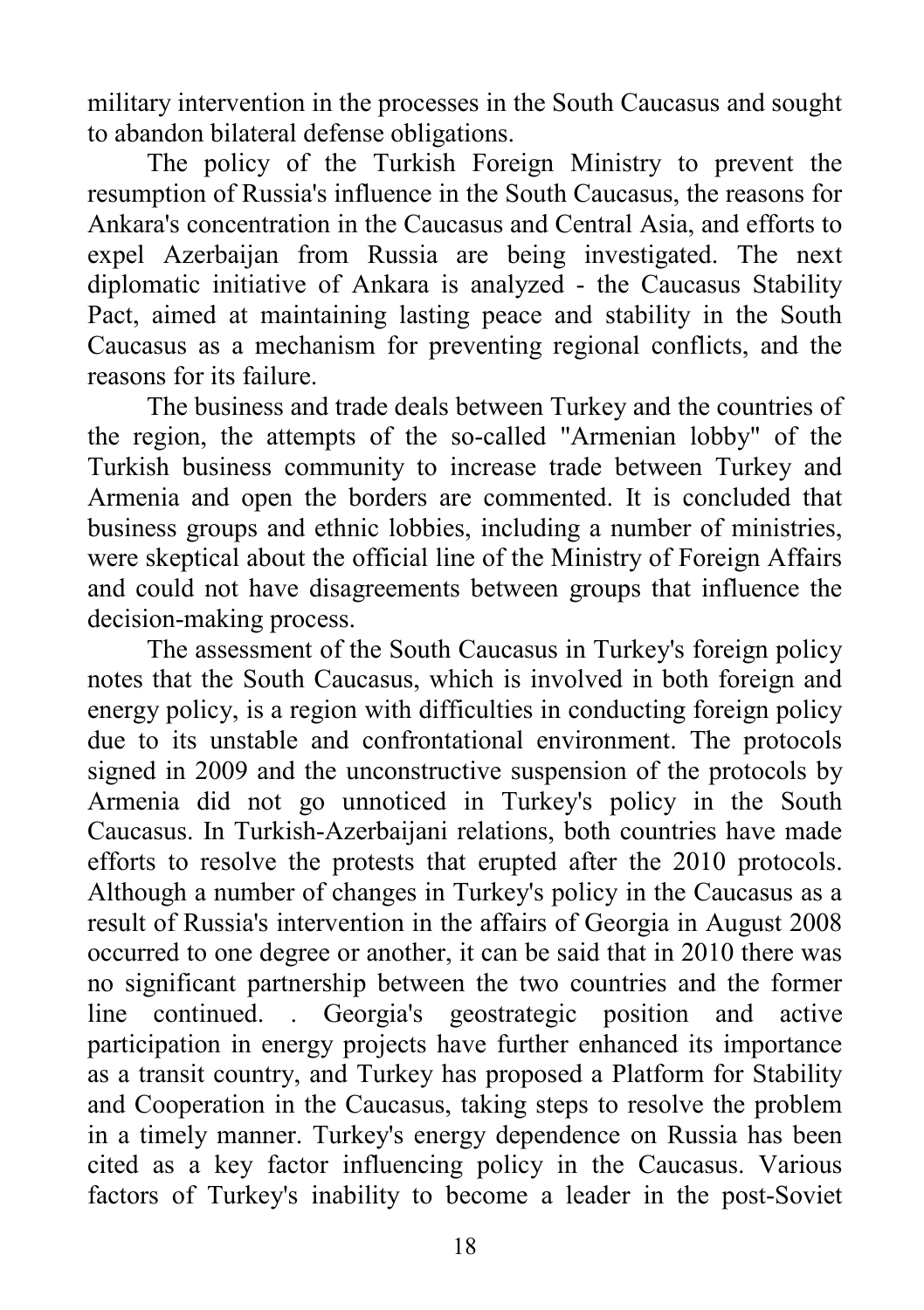military intervention in the processes in the South Caucasus and sought to abandon bilateral defense obligations.

The policy of the Turkish Foreign Ministry to prevent the resumption of Russia's influence in the South Caucasus, the reasons for Ankara's concentration in the Caucasus and Central Asia, and efforts to expel Azerbaijan from Russia are being investigated. The next diplomatic initiative of Ankara is analyzed - the Caucasus Stability Pact, aimed at maintaining lasting peace and stability in the South Caucasus as a mechanism for preventing regional conflicts, and the reasons for its failure.

The business and trade deals between Turkey and the countries of the region, the attempts of the so-called "Armenian lobby" of the Turkish business community to increase trade between Turkey and Armenia and open the borders are commented. It is concluded that business groups and ethnic lobbies, including a number of ministries, were skeptical about the official line of the Ministry of Foreign Affairs and could not have disagreements between groups that influence the decision-making process.

The assessment of the South Caucasus in Turkey's foreign policy notes that the South Caucasus, which is involved in both foreign and energy policy, is a region with difficulties in conducting foreign policy due to its unstable and confrontational environment. The protocols signed in 2009 and the unconstructive suspension of the protocols by Armenia did not go unnoticed in Turkey's policy in the South Caucasus. In Turkish-Azerbaijani relations, both countries have made efforts to resolve the protests that erupted after the 2010 protocols. Although a number of changes in Turkey's policy in the Caucasus as a result of Russia's intervention in the affairs of Georgia in August 2008 occurred to one degree or another, it can be said that in 2010 there was no significant partnership between the two countries and the former line continued. . Georgia's geostrategic position and active participation in energy projects have further enhanced its importance as a transit country, and Turkey has proposed a Platform for Stability and Cooperation in the Caucasus, taking steps to resolve the problem in a timely manner. Turkey's energy dependence on Russia has been cited as a key factor influencing policy in the Caucasus. Various factors of Turkey's inability to become a leader in the post-Soviet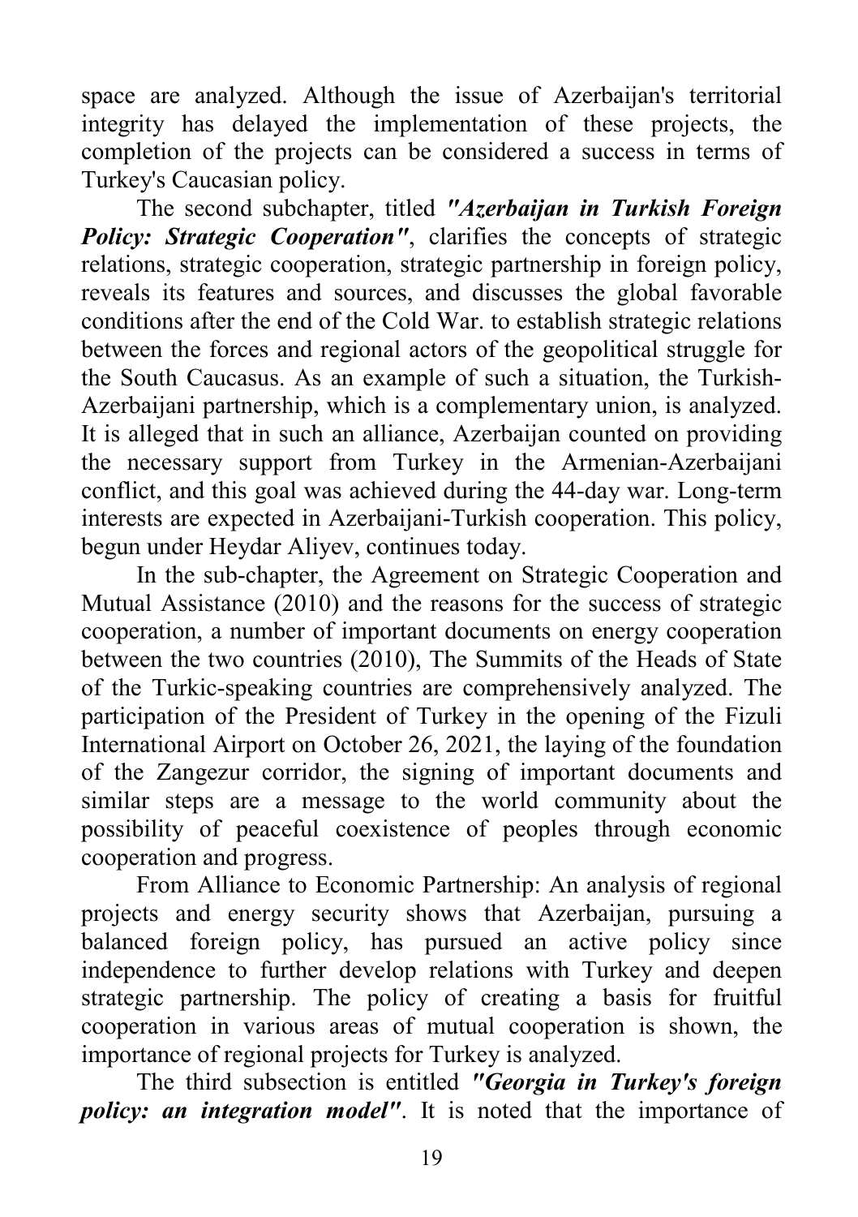space are analyzed. Although the issue of Azerbaijan's territorial integrity has delayed the implementation of these projects, the completion of the projects can be considered a success in terms of Turkey's Caucasian policy.

The second subchapter, titled ***"Azerbaijan in Turkish Foreign Policy: Strategic Cooperation"***, clarifies the concepts of strategic relations, strategic cooperation, strategic partnership in foreign policy, reveals its features and sources, and discusses the global favorable conditions after the end of the Cold War. to establish strategic relations between the forces and regional actors of the geopolitical struggle for the South Caucasus. As an example of such a situation, the Turkish-Azerbaijani partnership, which is a complementary union, is analyzed. It is alleged that in such an alliance, Azerbaijan counted on providing the necessary support from Turkey in the Armenian-Azerbaijani conflict, and this goal was achieved during the 44-day war. Long-term interests are expected in Azerbaijani-Turkish cooperation. This policy, begun under Heydar Aliyev, continues today.

In the sub-chapter, the Agreement on Strategic Cooperation and Mutual Assistance (2010) and the reasons for the success of strategic cooperation, a number of important documents on energy cooperation between the two countries (2010), The Summits of the Heads of State of the Turkic-speaking countries are comprehensively analyzed. The participation of the President of Turkey in the opening of the Fizuli International Airport on October 26, 2021, the laying of the foundation of the Zangezur corridor, the signing of important documents and similar steps are a message to the world community about the possibility of peaceful coexistence of peoples through economic cooperation and progress.

From Alliance to Economic Partnership: An analysis of regional projects and energy security shows that Azerbaijan, pursuing a balanced foreign policy, has pursued an active policy since independence to further develop relations with Turkey and deepen strategic partnership. The policy of creating a basis for fruitful cooperation in various areas of mutual cooperation is shown, the importance of regional projects for Turkey is analyzed.

The third subsection is entitled ***"Georgia in Turkey's foreign policy: an integration model"***. It is noted that the importance of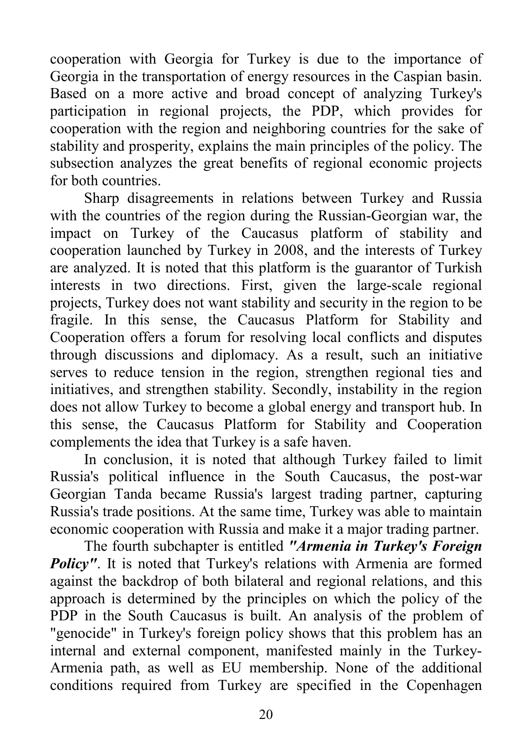cooperation with Georgia for Turkey is due to the importance of Georgia in the transportation of energy resources in the Caspian basin. Based on a more active and broad concept of analyzing Turkey's participation in regional projects, the PDP, which provides for cooperation with the region and neighboring countries for the sake of stability and prosperity, explains the main principles of the policy. The subsection analyzes the great benefits of regional economic projects for both countries.

Sharp disagreements in relations between Turkey and Russia with the countries of the region during the Russian-Georgian war, the impact on Turkey of the Caucasus platform of stability and cooperation launched by Turkey in 2008, and the interests of Turkey are analyzed. It is noted that this platform is the guarantor of Turkish interests in two directions. First, given the large-scale regional projects, Turkey does not want stability and security in the region to be fragile. In this sense, the Caucasus Platform for Stability and Cooperation offers a forum for resolving local conflicts and disputes through discussions and diplomacy. As a result, such an initiative serves to reduce tension in the region, strengthen regional ties and initiatives, and strengthen stability. Secondly, instability in the region does not allow Turkey to become a global energy and transport hub. In this sense, the Caucasus Platform for Stability and Cooperation complements the idea that Turkey is a safe haven.

In conclusion, it is noted that although Turkey failed to limit Russia's political influence in the South Caucasus, the post-war Georgian Tanda became Russia's largest trading partner, capturing Russia's trade positions. At the same time, Turkey was able to maintain economic cooperation with Russia and make it a major trading partner.

The fourth subchapter is entitled ***"Armenia in Turkey's Foreign Policy"***. It is noted that Turkey's relations with Armenia are formed against the backdrop of both bilateral and regional relations, and this approach is determined by the principles on which the policy of the PDP in the South Caucasus is built. An analysis of the problem of "genocide" in Turkey's foreign policy shows that this problem has an internal and external component, manifested mainly in the Turkey-Armenia path, as well as EU membership. None of the additional conditions required from Turkey are specified in the Copenhagen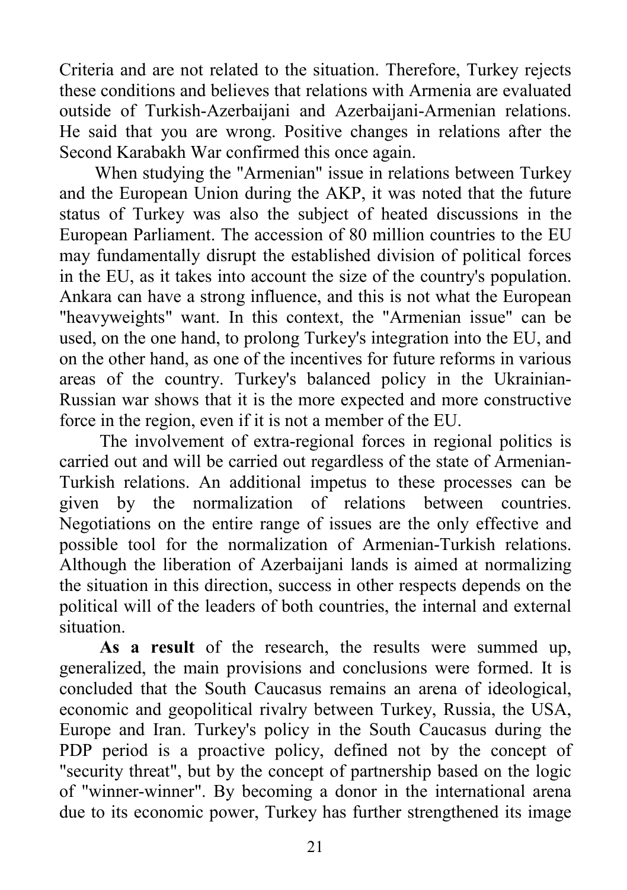Criteria and are not related to the situation. Therefore, Turkey rejects these conditions and believes that relations with Armenia are evaluated outside of Turkish-Azerbaijani and Azerbaijani-Armenian relations. He said that you are wrong. Positive changes in relations after the Second Karabakh War confirmed this once again.

When studying the "Armenian" issue in relations between Turkey and the European Union during the AKP, it was noted that the future status of Turkey was also the subject of heated discussions in the European Parliament. The accession of 80 million countries to the EU may fundamentally disrupt the established division of political forces in the EU, as it takes into account the size of the country's population. Ankara can have a strong influence, and this is not what the European "heavyweights" want. In this context, the "Armenian issue" can be used, on the one hand, to prolong Turkey's integration into the EU, and on the other hand, as one of the incentives for future reforms in various areas of the country. Turkey's balanced policy in the Ukrainian-Russian war shows that it is the more expected and more constructive force in the region, even if it is not a member of the EU.

The involvement of extra-regional forces in regional politics is carried out and will be carried out regardless of the state of Armenian-Turkish relations. An additional impetus to these processes can be given by the normalization of relations between countries. Negotiations on the entire range of issues are the only effective and possible tool for the normalization of Armenian-Turkish relations. Although the liberation of Azerbaijani lands is aimed at normalizing the situation in this direction, success in other respects depends on the political will of the leaders of both countries, the internal and external situation.

**As a result** of the research, the results were summed up, generalized, the main provisions and conclusions were formed. It is concluded that the South Caucasus remains an arena of ideological, economic and geopolitical rivalry between Turkey, Russia, the USA, Europe and Iran. Turkey's policy in the South Caucasus during the PDP period is a proactive policy, defined not by the concept of "security threat", but by the concept of partnership based on the logic of "winner-winner". By becoming a donor in the international arena due to its economic power, Turkey has further strengthened its image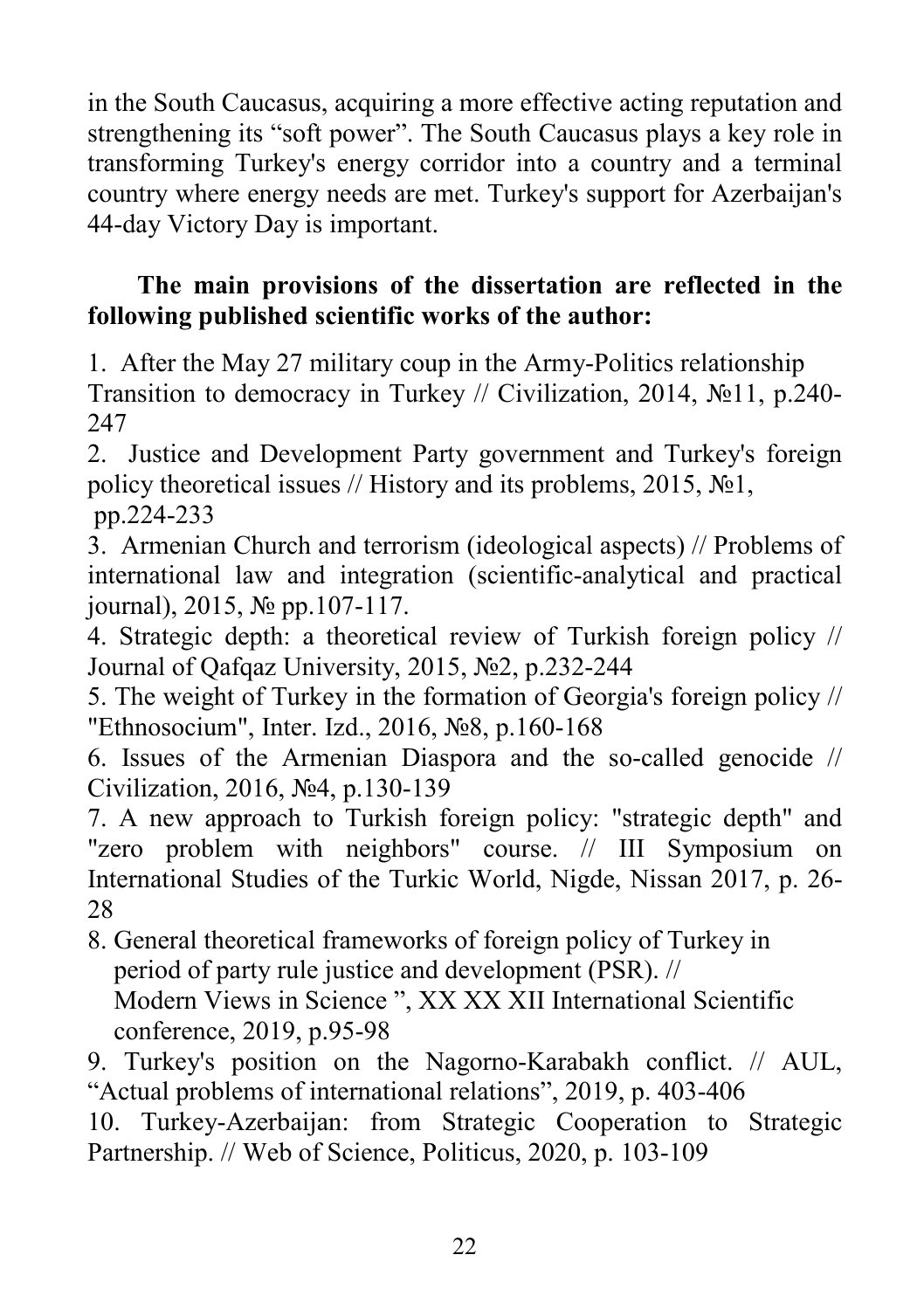in the South Caucasus, acquiring a more effective acting reputation and strengthening its "soft power". The South Caucasus plays a key role in transforming Turkey's energy corridor into a country and a terminal country where energy needs are met. Turkey's support for Azerbaijan's 44-day Victory Day is important.

**The main provisions of the dissertation are reflected in the following published scientific works of the author:**

1. After the May 27 military coup in the Army-Politics relationship Transition to democracy in Turkey // Civilization, 2014, №11, p.240-247
2. Justice and Development Party government and Turkey's foreign policy theoretical issues // History and its problems, 2015, №1, pp.224-233
3. Armenian Church and terrorism (ideological aspects) // Problems of international law and integration (scientific-analytical and practical journal), 2015, № pp.107-117.
4. Strategic depth: a theoretical review of Turkish foreign policy // Journal of Qafqaz University, 2015, №2, p.232-244
5. The weight of Turkey in the formation of Georgia's foreign policy // "Ethnosocium", Inter. Izd., 2016, №8, p.160-168
6. Issues of the Armenian Diaspora and the so-called genocide // Civilization, 2016, №4, p.130-139
7. A new approach to Turkish foreign policy: "strategic depth" and "zero problem with neighbors" course. // III Symposium on International Studies of the Turkic World, Nigde, Nissan 2017, p. 26-28
8. General theoretical frameworks of foreign policy of Turkey in period of party rule justice and development (PSR). // Modern Views in Science ", XX XX XII International Scientific conference, 2019, p.95-98
9. Turkey's position on the Nagorno-Karabakh conflict. // AUL, "Actual problems of international relations", 2019, p. 403-406
10. Turkey-Azerbaijan: from Strategic Cooperation to Strategic Partnership. // Web of Science, Politicus, 2020, p. 103-109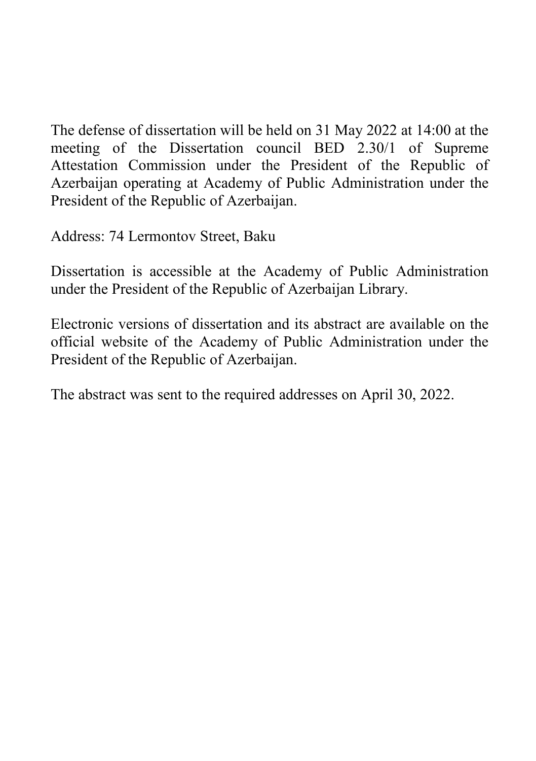The defense of dissertation will be held on 31 May 2022 at 14:00 at the meeting of the Dissertation council BED 2.30/1 of Supreme Attestation Commission under the President of the Republic of Azerbaijan operating at Academy of Public Administration under the President of the Republic of Azerbaijan.

Address: 74 Lermontov Street, Baku

Dissertation is accessible at the Academy of Public Administration under the President of the Republic of Azerbaijan Library.

Electronic versions of dissertation and its abstract are available on the official website of the Academy of Public Administration under the President of the Republic of Azerbaijan.

The abstract was sent to the required addresses on April 30, 2022.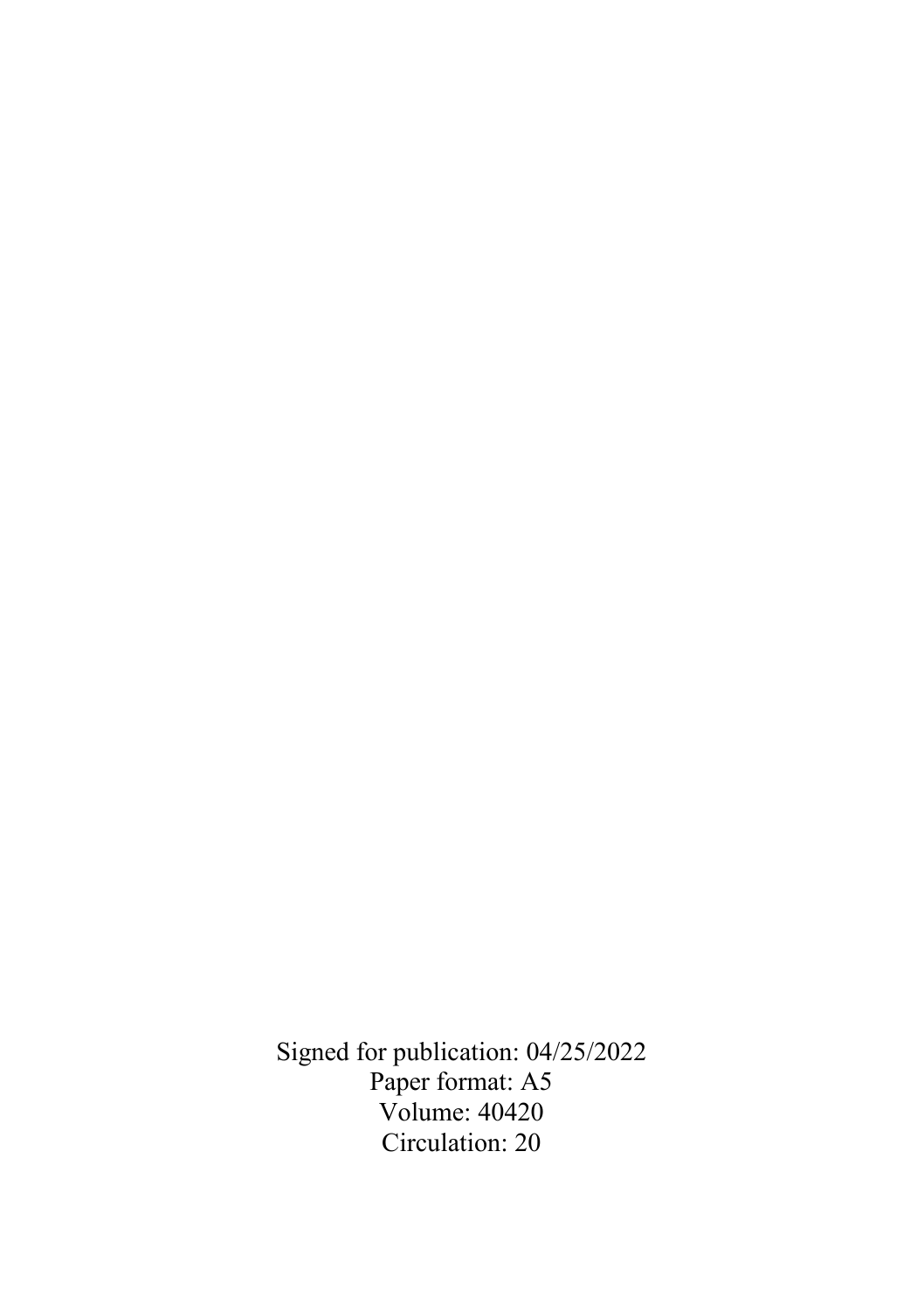Signed for publication: 04/25/2022
Paper format: A5
Volume: 40420
Circulation: 20